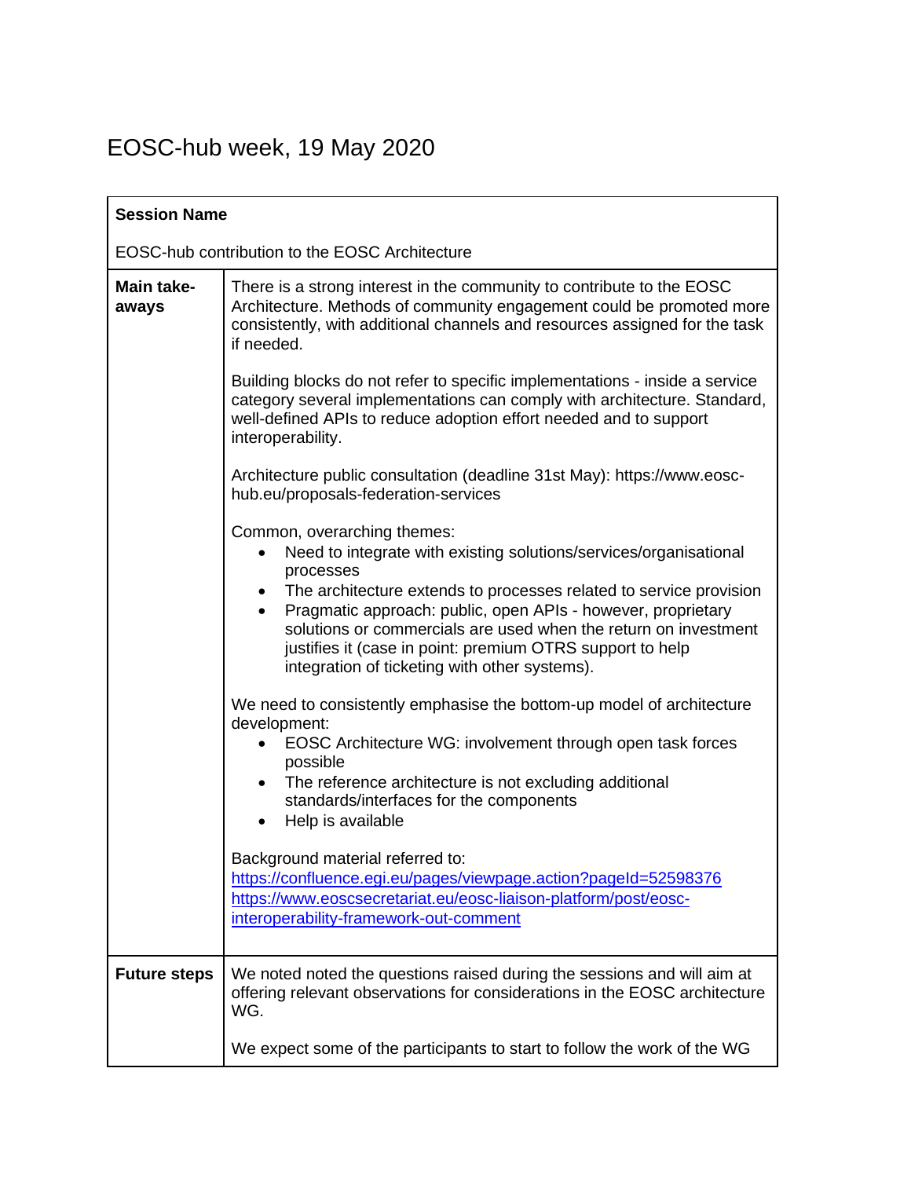# EOSC-hub week, 19 May 2020

| **Session Name** | |
|---|---|
| EOSC-hub contribution to the EOSC Architecture | |
| **Main take-aways** | There is a strong interest in the community to contribute to the EOSC Architecture. Methods of community engagement could be promoted more consistently, with additional channels and resources assigned for the task if needed.<br><br>Building blocks do not refer to specific implementations - inside a service category several implementations can comply with architecture. Standard, well-defined APIs to reduce adoption effort needed and to support interoperability.<br><br>Architecture public consultation (deadline 31st May): https://www.eosc-hub.eu/proposals-federation-services<br><br>Common, overarching themes:<br>• Need to integrate with existing solutions/services/organisational processes<br>• The architecture extends to processes related to service provision<br>• Pragmatic approach: public, open APIs - however, proprietary solutions or commercials are used when the return on investment justifies it (case in point: premium OTRS support to help integration of ticketing with other systems).<br><br>We need to consistently emphasise the bottom-up model of architecture development:<br>• EOSC Architecture WG: involvement through open task forces possible<br>• The reference architecture is not excluding additional standards/interfaces for the components<br>• Help is available<br><br>Background material referred to:<br>https://confluence.egi.eu/pages/viewpage.action?pageId=52598376<br>https://www.eoscsecretariat.eu/eosc-liaison-platform/post/eosc-interoperability-framework-out-comment |
| **Future steps** | We noted noted the questions raised during the sessions and will aim at offering relevant observations for considerations in the EOSC architecture WG.<br><br>We expect some of the participants to start to follow the work of the WG |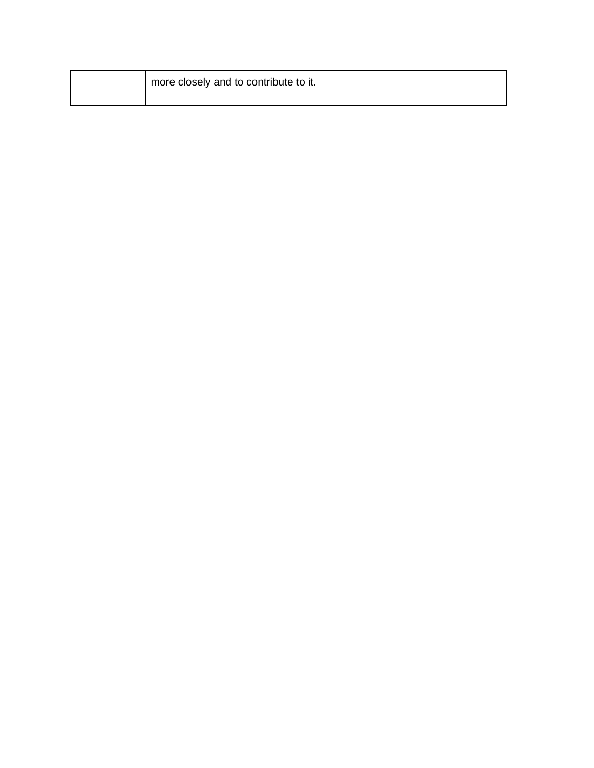| | |
|---|---|
| | more closely and to contribute to it. |